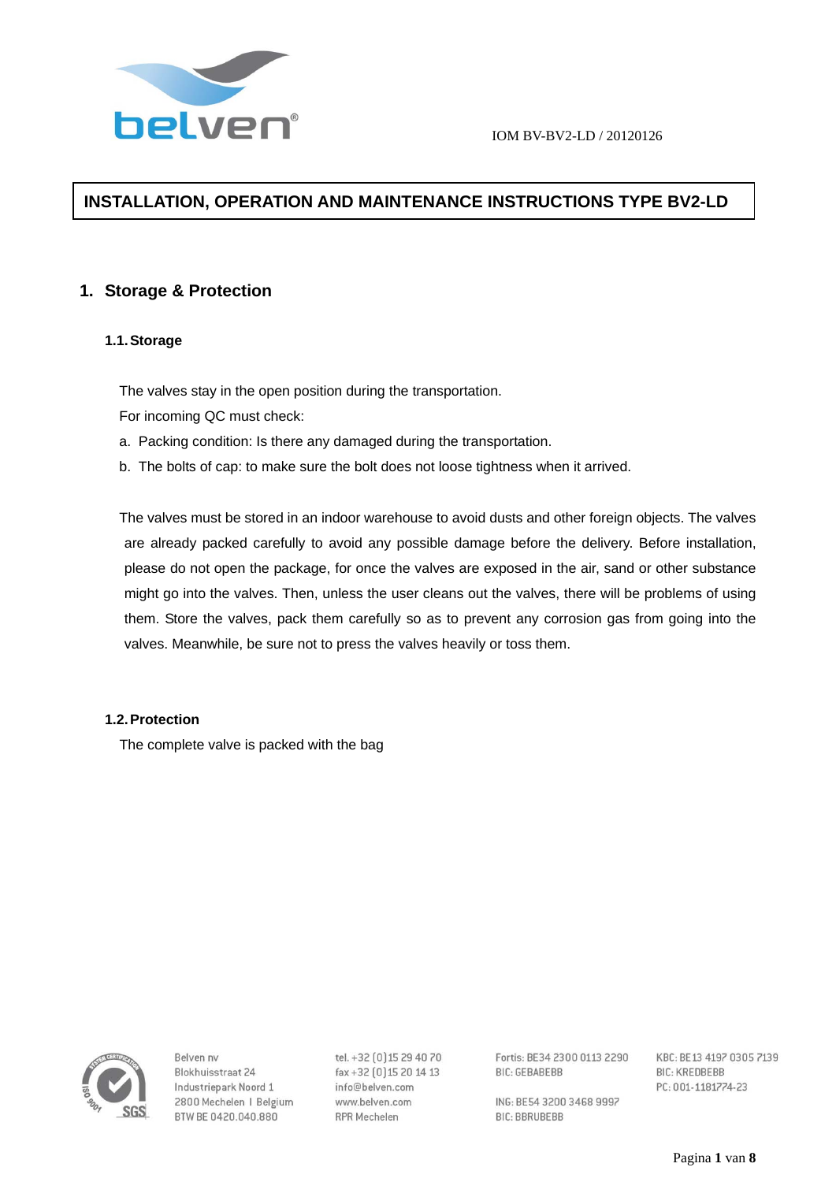IOM BV-BV2-LD / 20120126

# INSTALLATION, OPERATION AND MAINTENANCE INSTRUCTIONS TYPE BV2-LD

## 1. Storage & Protection

### 1.1. Storage

The valves stay in the open position during the transportation.

For incoming QC must check:

a. Packing condition: Is there any damaged during the transportation.

b. The bolts of cap: to make sure the bolt does not loose tightness when it arrived.

The valves must be stored in an indoor warehouse to avoid dusts and other foreign objects. The valves are already packed carefully to avoid any possible damage before the delivery. Before installation, please do not open the package, for once the valves are exposed in the air, sand or other substance might go into the valves. Then, unless the user cleans out the valves, there will be problems of using them. Store the valves, pack them carefully so as to prevent any corrosion gas from going into the valves. Meanwhile, be sure not to press the valves heavily or toss them.

### 1.2. Protection

The complete valve is packed with the bag

Belven nv
Blokhuisstraat 24
Industriepark Noord 1
2800 Mechelen I Belgium
BTW BE 0420.040.880

tel. +32 (0)15 29 40 70
fax +32 (0)15 20 14 13
info@belven.com
www.belven.com
RPR Mechelen

Fortis: BE34 2300 0113 2290
BIC: GEBABEBB

ING: BE54 3200 3468 9997
BIC: BBRUBEBB

KBC: BE13 4197 0305 7139
BIC: KREDBEBB
PC: 001-1181774-23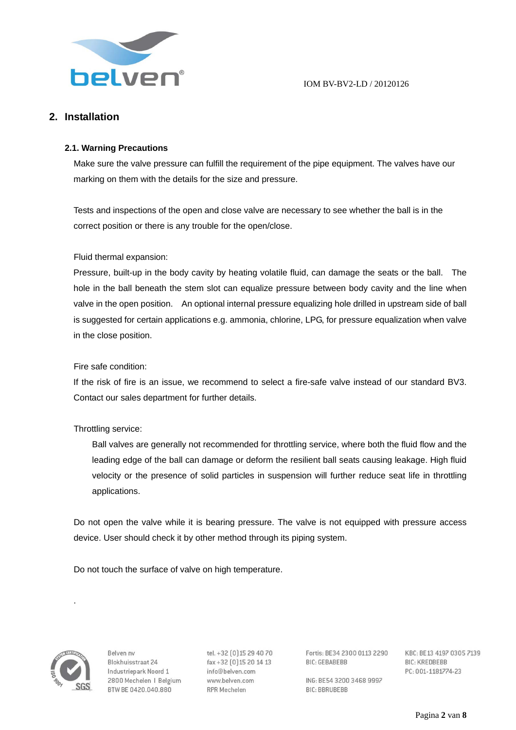## 2. Installation

### 2.1. Warning Precautions

Make sure the valve pressure can fulfill the requirement of the pipe equipment. The valves have our marking on them with the details for the size and pressure.

Tests and inspections of the open and close valve are necessary to see whether the ball is in the correct position or there is any trouble for the open/close.

Fluid thermal expansion:

Pressure, built-up in the body cavity by heating volatile fluid, can damage the seats or the ball. The hole in the ball beneath the stem slot can equalize pressure between body cavity and the line when valve in the open position. An optional internal pressure equalizing hole drilled in upstream side of ball is suggested for certain applications e.g. ammonia, chlorine, LPG, for pressure equalization when valve in the close position.

Fire safe condition:

If the risk of fire is an issue, we recommend to select a fire-safe valve instead of our standard BV3. Contact our sales department for further details.

Throttling service:

> Ball valves are generally not recommended for throttling service, where both the fluid flow and the leading edge of the ball can damage or deform the resilient ball seats causing leakage. High fluid velocity or the presence of solid particles in suspension will further reduce seat life in throttling applications.

Do not open the valve while it is bearing pressure. The valve is not equipped with pressure access device. User should check it by other method through its piping system.

Do not touch the surface of valve on high temperature.

.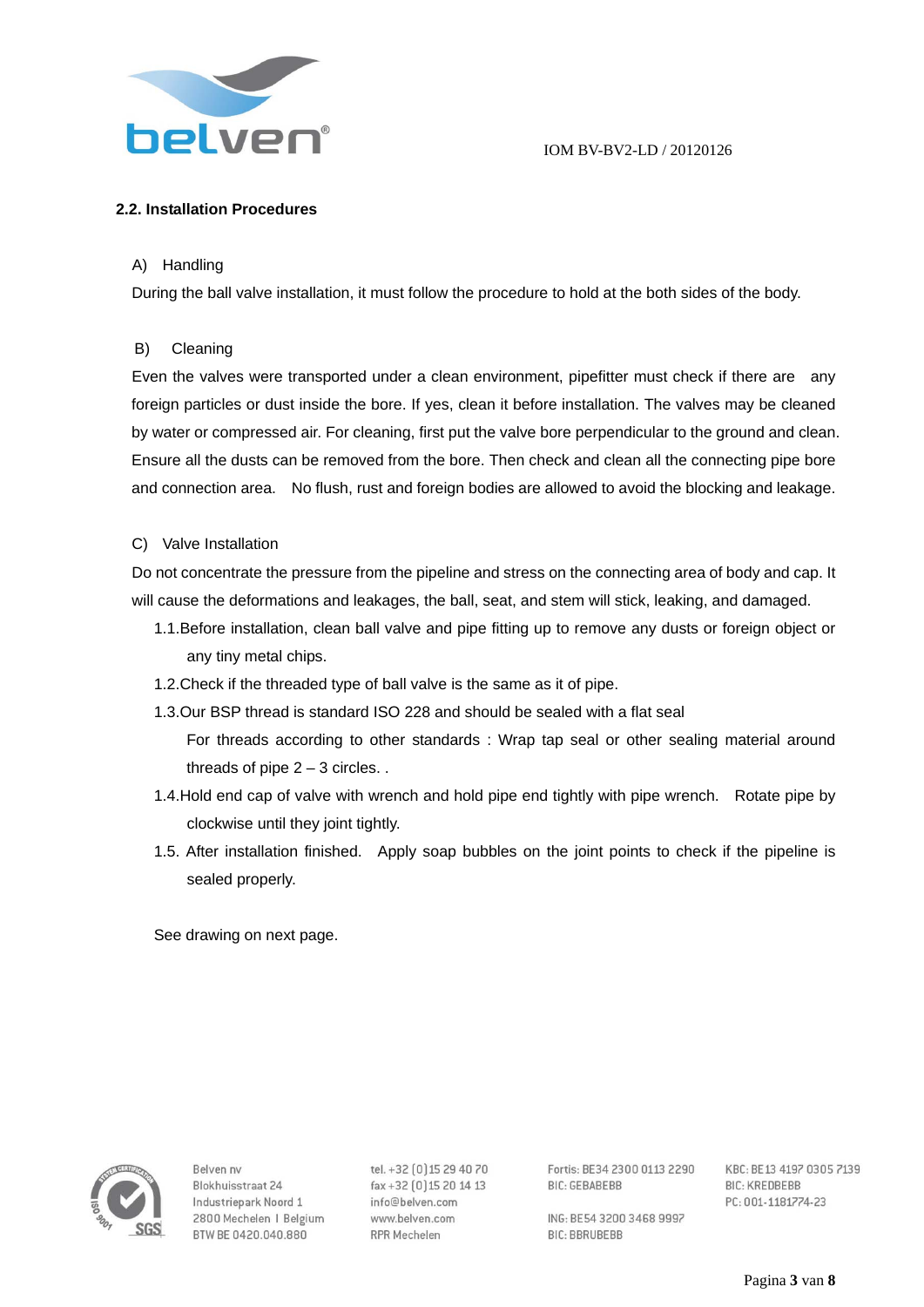## 2.2. Installation Procedures

A) Handling

During the ball valve installation, it must follow the procedure to hold at the both sides of the body.

B) Cleaning

Even the valves were transported under a clean environment, pipefitter must check if there are any foreign particles or dust inside the bore. If yes, clean it before installation. The valves may be cleaned by water or compressed air. For cleaning, first put the valve bore perpendicular to the ground and clean. Ensure all the dusts can be removed from the bore. Then check and clean all the connecting pipe bore and connection area. No flush, rust and foreign bodies are allowed to avoid the blocking and leakage.

C) Valve Installation

Do not concentrate the pressure from the pipeline and stress on the connecting area of body and cap. It will cause the deformations and leakages, the ball, seat, and stem will stick, leaking, and damaged.

1.1. Before installation, clean ball valve and pipe fitting up to remove any dusts or foreign object or any tiny metal chips.

1.2. Check if the threaded type of ball valve is the same as it of pipe.

1.3. Our BSP thread is standard ISO 228 and should be sealed with a flat seal
For threads according to other standards : Wrap tap seal or other sealing material around threads of pipe 2 – 3 circles. .

1.4. Hold end cap of valve with wrench and hold pipe end tightly with pipe wrench. Rotate pipe by clockwise until they joint tightly.

1.5. After installation finished. Apply soap bubbles on the joint points to check if the pipeline is sealed properly.

See drawing on next page.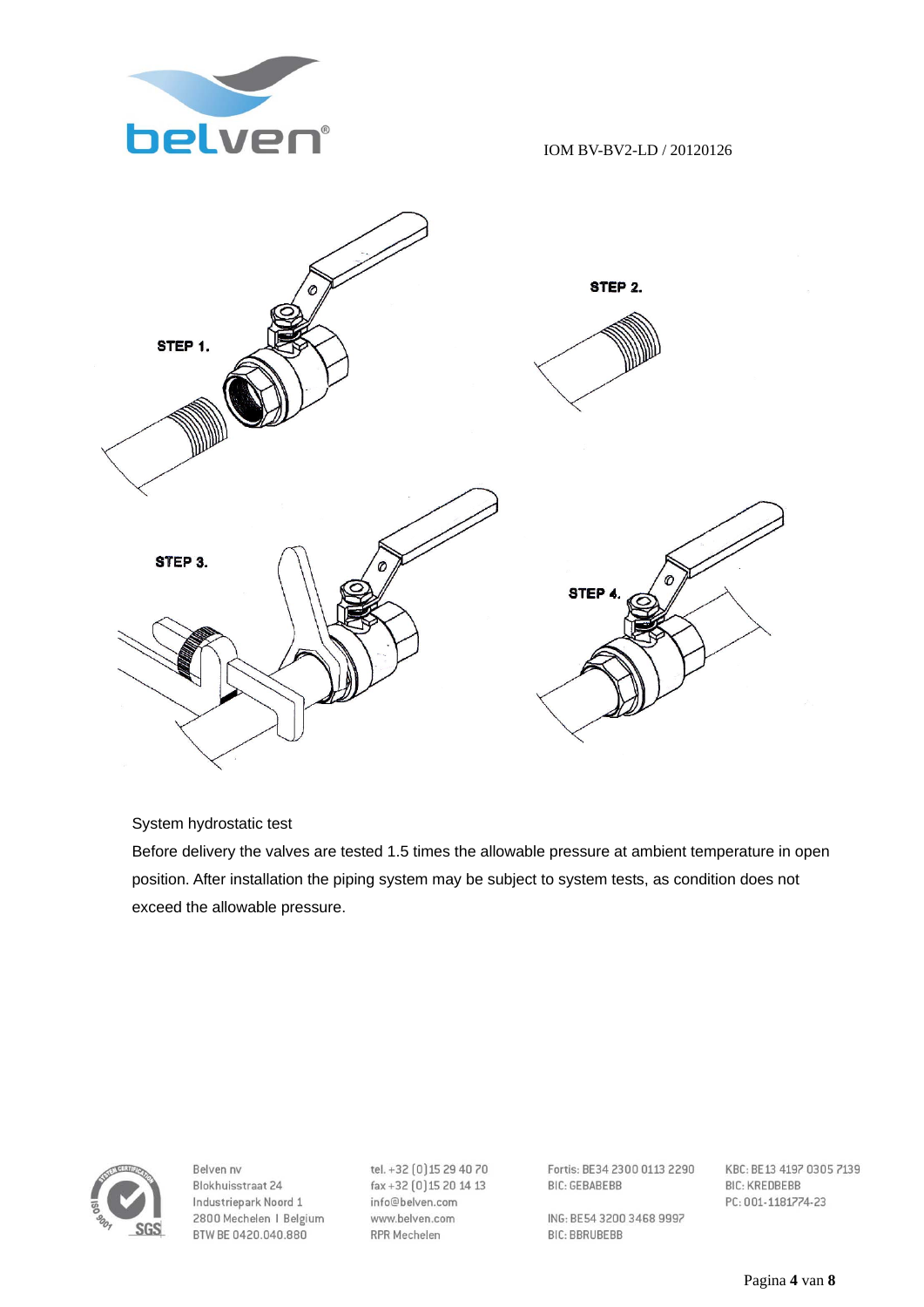STEP 1.

STEP 2.

STEP 3.

STEP 4.

System hydrostatic test

Before delivery the valves are tested 1.5 times the allowable pressure at ambient temperature in open position. After installation the piping system may be subject to system tests, as condition does not exceed the allowable pressure.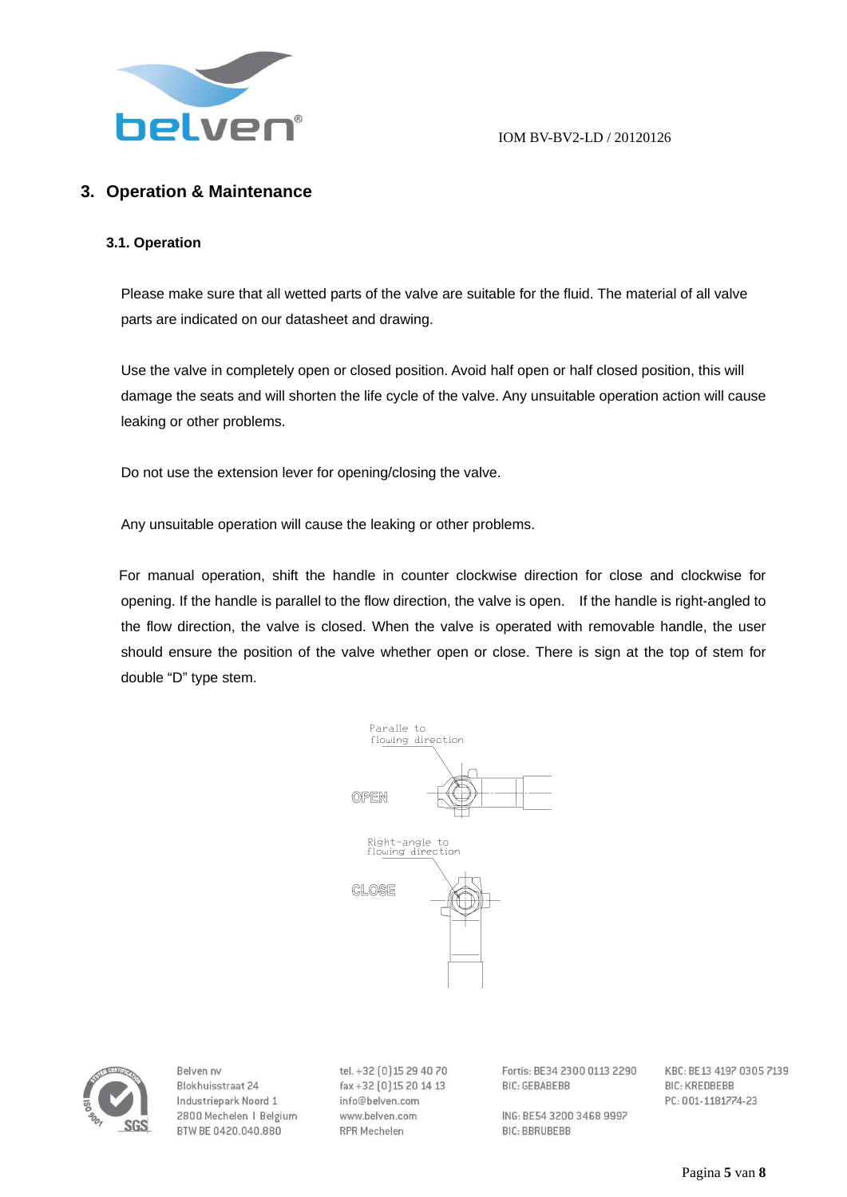## 3. Operation & Maintenance

### 3.1. Operation

Please make sure that all wetted parts of the valve are suitable for the fluid. The material of all valve parts are indicated on our datasheet and drawing.

Use the valve in completely open or closed position. Avoid half open or half closed position, this will damage the seats and will shorten the life cycle of the valve. Any unsuitable operation action will cause leaking or other problems.

Do not use the extension lever for opening/closing the valve.

Any unsuitable operation will cause the leaking or other problems.

For manual operation, shift the handle in counter clockwise direction for close and clockwise for opening. If the handle is parallel to the flow direction, the valve is open. If the handle is right-angled to the flow direction, the valve is closed. When the valve is operated with removable handle, the user should ensure the position of the valve whether open or close. There is sign at the top of stem for double "D" type stem.

Paralle to flowing direction

OPEN

Right-angle to flowing direction

CLOSE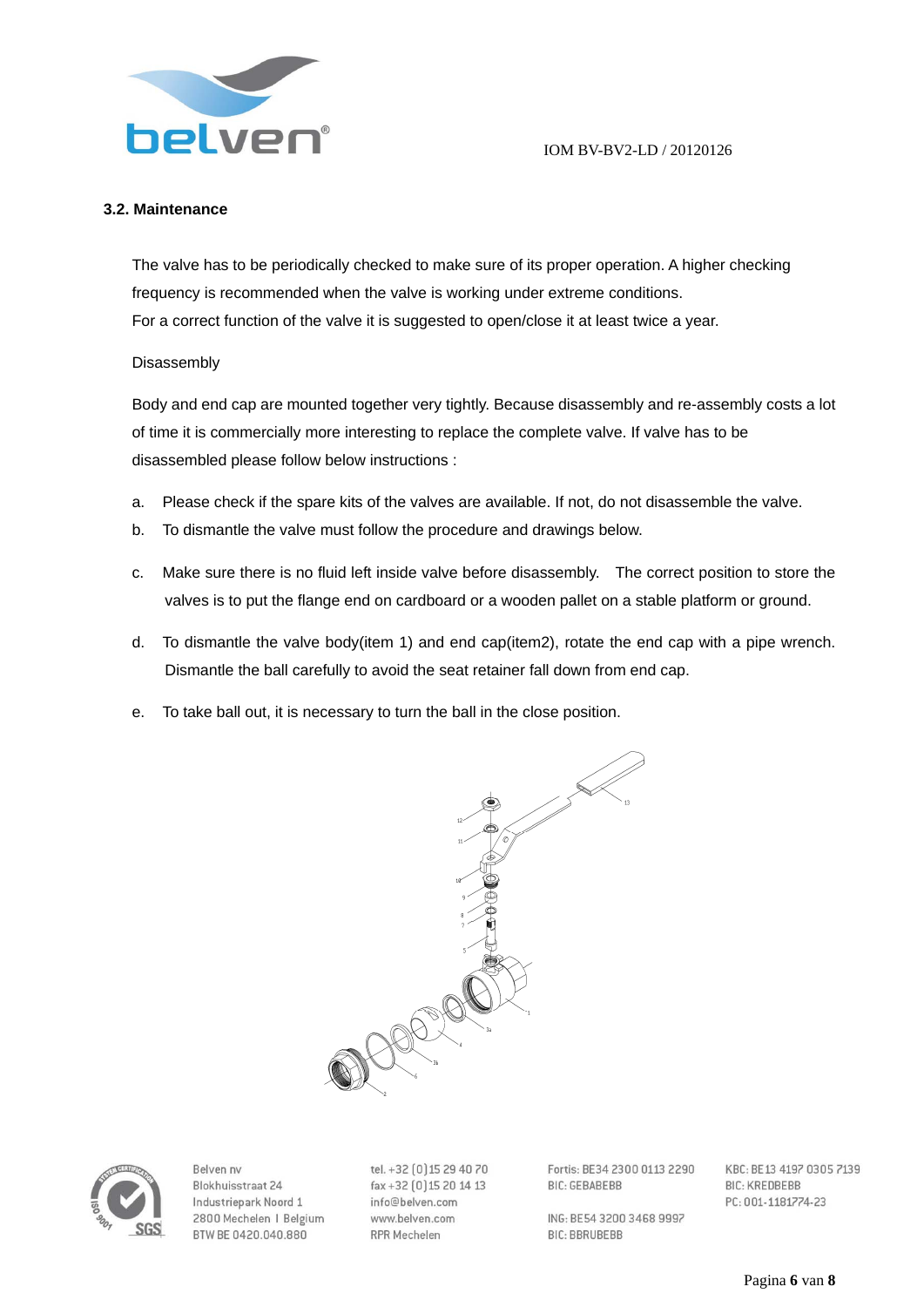### 3.2. Maintenance

The valve has to be periodically checked to make sure of its proper operation. A higher checking frequency is recommended when the valve is working under extreme conditions.
For a correct function of the valve it is suggested to open/close it at least twice a year.

Disassembly

Body and end cap are mounted together very tightly. Because disassembly and re-assembly costs a lot of time it is commercially more interesting to replace the complete valve. If valve has to be disassembled please follow below instructions :

a. Please check if the spare kits of the valves are available. If not, do not disassemble the valve.
b. To dismantle the valve must follow the procedure and drawings below.
c. Make sure there is no fluid left inside valve before disassembly. The correct position to store the valves is to put the flange end on cardboard or a wooden pallet on a stable platform or ground.
d. To dismantle the valve body(item 1) and end cap(item2), rotate the end cap with a pipe wrench. Dismantle the ball carefully to avoid the seat retainer fall down from end cap.
e. To take ball out, it is necessary to turn the ball in the close position.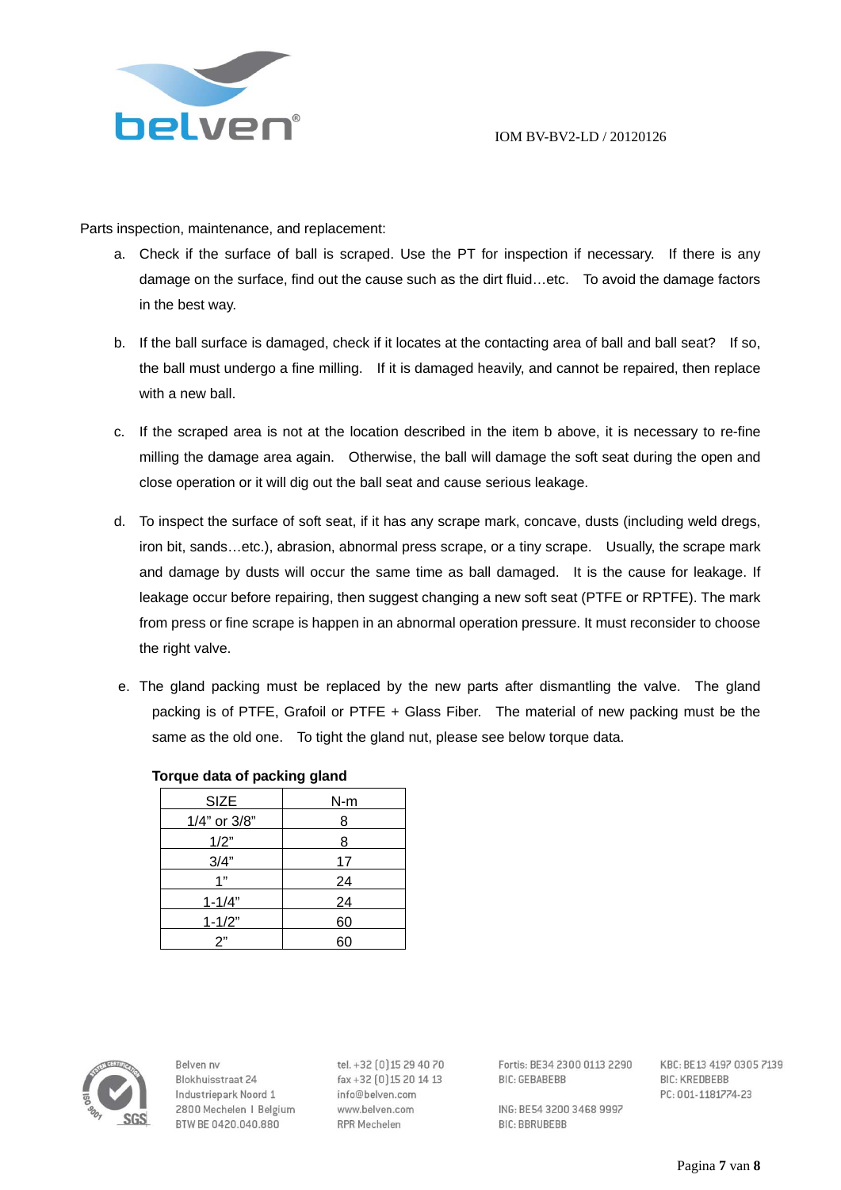Parts inspection, maintenance, and replacement:

a. Check if the surface of ball is scraped. Use the PT for inspection if necessary. If there is any damage on the surface, find out the cause such as the dirt fluid…etc. To avoid the damage factors in the best way.

b. If the ball surface is damaged, check if it locates at the contacting area of ball and ball seat? If so, the ball must undergo a fine milling. If it is damaged heavily, and cannot be repaired, then replace with a new ball.

c. If the scraped area is not at the location described in the item b above, it is necessary to re-fine milling the damage area again. Otherwise, the ball will damage the soft seat during the open and close operation or it will dig out the ball seat and cause serious leakage.

d. To inspect the surface of soft seat, if it has any scrape mark, concave, dusts (including weld dregs, iron bit, sands…etc.), abrasion, abnormal press scrape, or a tiny scrape. Usually, the scrape mark and damage by dusts will occur the same time as ball damaged. It is the cause for leakage. If leakage occur before repairing, then suggest changing a new soft seat (PTFE or RPTFE). The mark from press or fine scrape is happen in an abnormal operation pressure. It must reconsider to choose the right valve.

e. The gland packing must be replaced by the new parts after dismantling the valve. The gland packing is of PTFE, Grafoil or PTFE + Glass Fiber. The material of new packing must be the same as the old one. To tight the gland nut, please see below torque data.

**Torque data of packing gland**

| SIZE | N-m |
|---|---|
| 1/4" or 3/8" | 8 |
| 1/2" | 8 |
| 3/4" | 17 |
| 1" | 24 |
| 1-1/4" | 24 |
| 1-1/2" | 60 |
| 2" | 60 |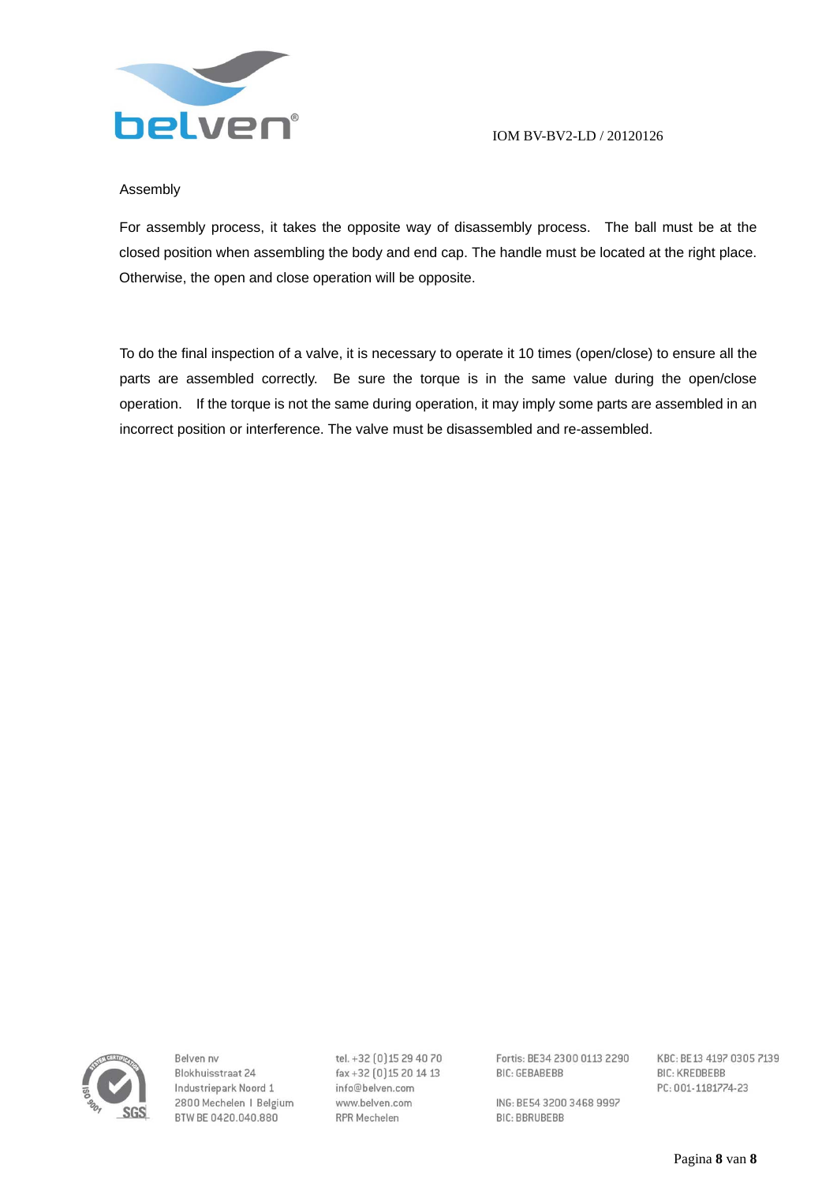## Assembly

For assembly process, it takes the opposite way of disassembly process. The ball must be at the closed position when assembling the body and end cap. The handle must be located at the right place. Otherwise, the open and close operation will be opposite.

To do the final inspection of a valve, it is necessary to operate it 10 times (open/close) to ensure all the parts are assembled correctly. Be sure the torque is in the same value during the open/close operation. If the torque is not the same during operation, it may imply some parts are assembled in an incorrect position or interference. The valve must be disassembled and re-assembled.